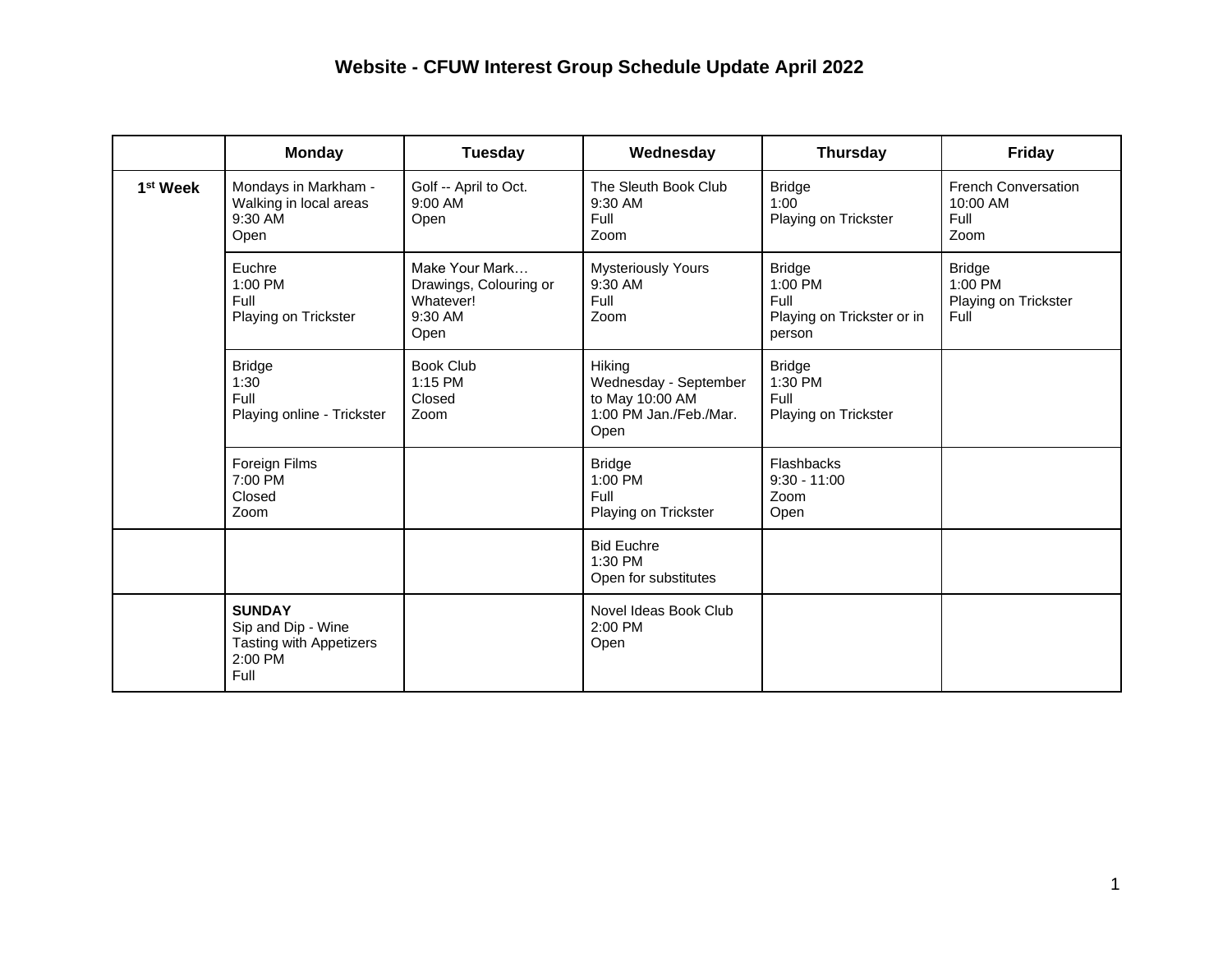# Website - CFUW Interest Group Schedule Update April 2022

| | Monday | Tuesday | Wednesday | Thursday | Friday |
|---|---|---|---|---|---|
| 1st Week | Mondays in Markham - Walking in local areas<br>9:30 AM<br>Open | Golf -- April to Oct.<br>9:00 AM<br>Open | The Sleuth Book Club<br>9:30 AM<br>Full<br>Zoom | Bridge<br>1:00<br>Playing on Trickster | French Conversation<br>10:00 AM<br>Full<br>Zoom |
| | Euchre<br>1:00 PM<br>Full<br>Playing on Trickster | Make Your Mark… Drawings, Colouring or Whatever!<br>9:30 AM<br>Open | Mysteriously Yours<br>9:30 AM<br>Full<br>Zoom | Bridge<br>1:00 PM<br>Full<br>Playing on Trickster or in person | Bridge<br>1:00 PM<br>Playing on Trickster<br>Full |
| | Bridge<br>1:30<br>Full<br>Playing online - Trickster | Book Club<br>1:15 PM<br>Closed<br>Zoom | Hiking<br>Wednesday - September to May 10:00 AM<br>1:00 PM Jan./Feb./Mar.<br>Open | Bridge<br>1:30 PM<br>Full<br>Playing on Trickster | |
| | Foreign Films<br>7:00 PM<br>Closed<br>Zoom | | Bridge<br>1:00 PM<br>Full<br>Playing on Trickster | Flashbacks<br>9:30 - 11:00<br>Zoom<br>Open | |
| | | | Bid Euchre<br>1:30 PM<br>Open for substitutes | | |
| | **SUNDAY**<br>Sip and Dip - Wine Tasting with Appetizers<br>2:00 PM<br>Full | | Novel Ideas Book Club<br>2:00 PM<br>Open | | |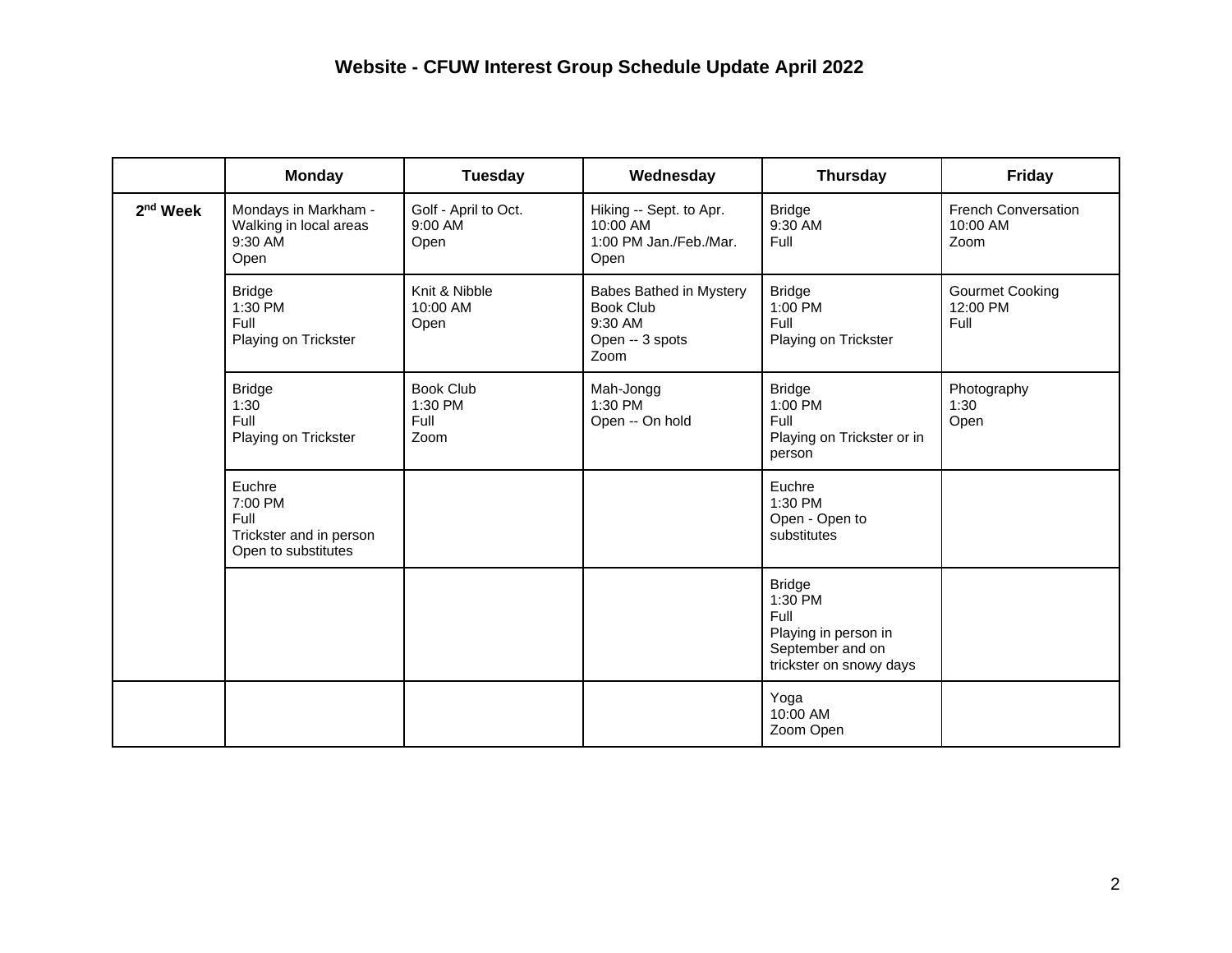# Website - CFUW Interest Group Schedule Update April 2022

| | Monday | Tuesday | Wednesday | Thursday | Friday |
|---|---|---|---|---|---|
| 2nd Week | Mondays in Markham - Walking in local areas<br>9:30 AM<br>Open | Golf - April to Oct.<br>9:00 AM<br>Open | Hiking -- Sept. to Apr.<br>10:00 AM<br>1:00 PM Jan./Feb./Mar.<br>Open | Bridge<br>9:30 AM<br>Full | French Conversation<br>10:00 AM<br>Zoom |
| | Bridge<br>1:30 PM<br>Full<br>Playing on Trickster | Knit & Nibble<br>10:00 AM<br>Open | Babes Bathed in Mystery Book Club<br>9:30 AM<br>Open -- 3 spots<br>Zoom | Bridge<br>1:00 PM<br>Full<br>Playing on Trickster | Gourmet Cooking<br>12:00 PM<br>Full |
| | Bridge<br>1:30<br>Full<br>Playing on Trickster | Book Club<br>1:30 PM<br>Full<br>Zoom | Mah-Jongg<br>1:30 PM<br>Open -- On hold | Bridge<br>1:00 PM<br>Full<br>Playing on Trickster or in person | Photography<br>1:30<br>Open |
| | Euchre<br>7:00 PM<br>Full<br>Trickster and in person<br>Open to substitutes | | | Euchre<br>1:30 PM<br>Open - Open to substitutes | |
| | | | | Bridge<br>1:30 PM<br>Full<br>Playing in person in September and on trickster on snowy days | |
| | | | | Yoga<br>10:00 AM<br>Zoom Open | |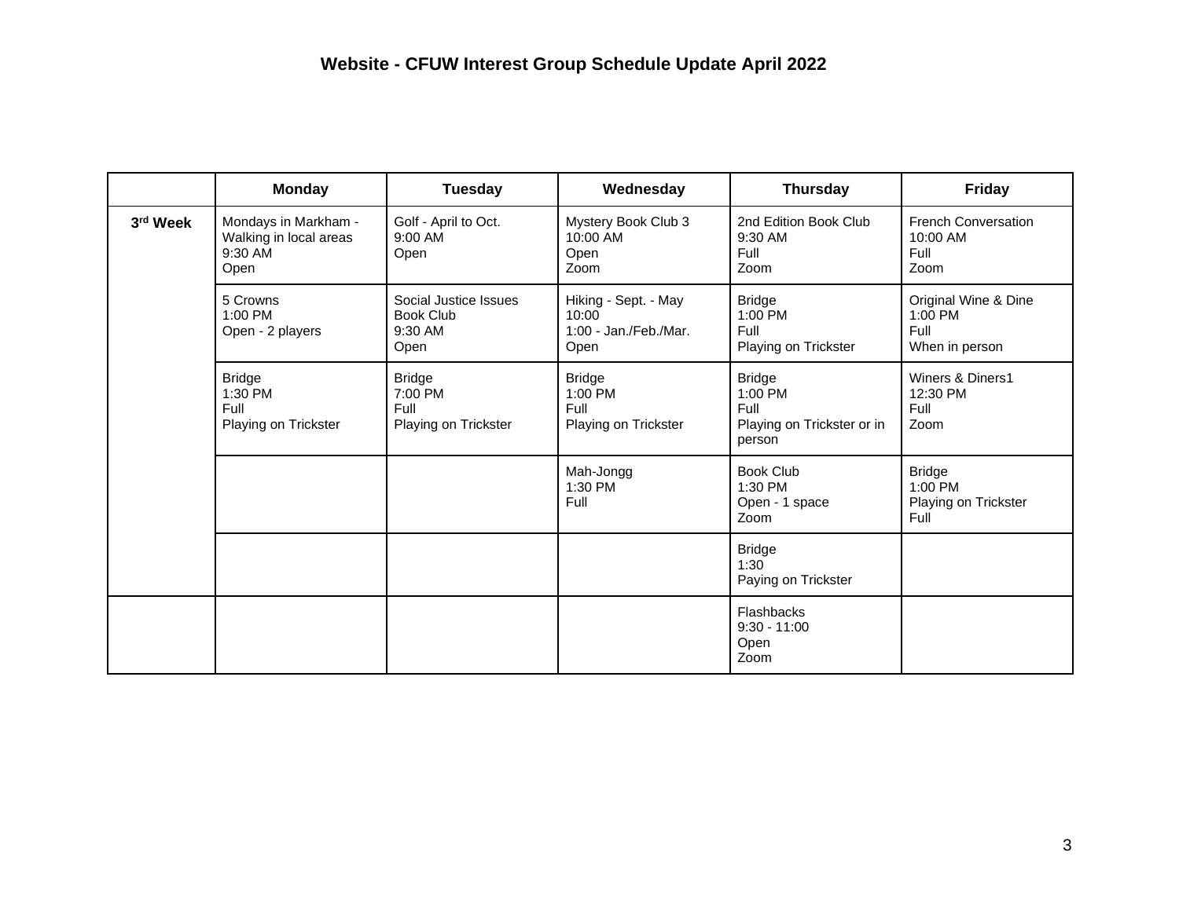# Website - CFUW Interest Group Schedule Update April 2022

| | Monday | Tuesday | Wednesday | Thursday | Friday |
|---|---|---|---|---|---|
| 3rd Week | Mondays in Markham - Walking in local areas<br>9:30 AM<br>Open | Golf - April to Oct.<br>9:00 AM<br>Open | Mystery Book Club 3<br>10:00 AM<br>Open<br>Zoom | 2nd Edition Book Club<br>9:30 AM<br>Full<br>Zoom | French Conversation<br>10:00 AM<br>Full<br>Zoom |
| | 5 Crowns<br>1:00 PM<br>Open - 2 players | Social Justice Issues Book Club<br>9:30 AM<br>Open | Hiking - Sept. - May<br>10:00<br>1:00 - Jan./Feb./Mar.<br>Open | Bridge<br>1:00 PM<br>Full<br>Playing on Trickster | Original Wine & Dine<br>1:00 PM<br>Full<br>When in person |
| | Bridge<br>1:30 PM<br>Full<br>Playing on Trickster | Bridge<br>7:00 PM<br>Full<br>Playing on Trickster | Bridge<br>1:00 PM<br>Full<br>Playing on Trickster | Bridge<br>1:00 PM<br>Full<br>Playing on Trickster or in person | Winers & Diners1<br>12:30 PM<br>Full<br>Zoom |
| | | | Mah-Jongg<br>1:30 PM<br>Full | Book Club<br>1:30 PM<br>Open - 1 space<br>Zoom | Bridge<br>1:00 PM<br>Playing on Trickster<br>Full |
| | | | | Bridge<br>1:30<br>Paying on Trickster | |
| | | | | Flashbacks<br>9:30 - 11:00<br>Open<br>Zoom | |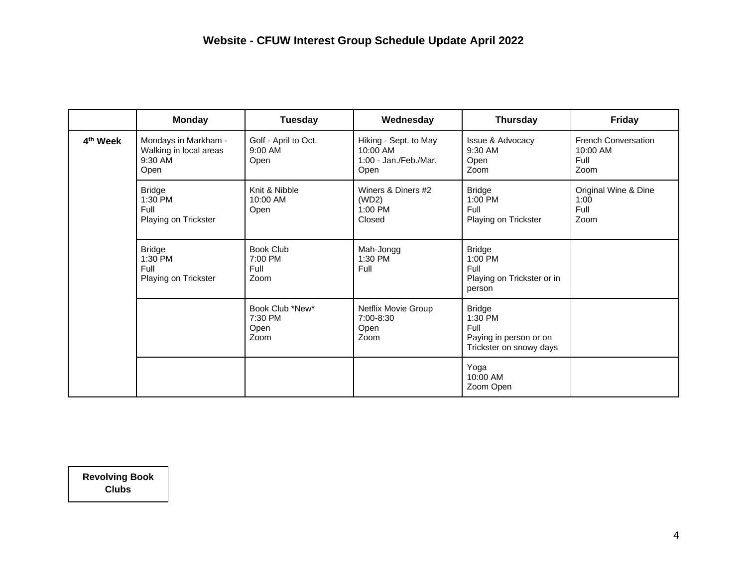# Website - CFUW Interest Group Schedule Update April 2022

| | Monday | Tuesday | Wednesday | Thursday | Friday |
|---|---|---|---|---|---|
| 4th Week | Mondays in Markham - Walking in local areas<br>9:30 AM<br>Open | Golf - April to Oct.<br>9:00 AM<br>Open | Hiking - Sept. to May<br>10:00 AM<br>1:00 - Jan./Feb./Mar.<br>Open | Issue & Advocacy<br>9:30 AM<br>Open<br>Zoom | French Conversation<br>10:00 AM<br>Full<br>Zoom |
| | Bridge<br>1:30 PM<br>Full<br>Playing on Trickster | Knit & Nibble<br>10:00 AM<br>Open | Winers & Diners #2 (WD2)<br>1:00 PM<br>Closed | Bridge<br>1:00 PM<br>Full<br>Playing on Trickster | Original Wine & Dine<br>1:00<br>Full<br>Zoom |
| | Bridge<br>1:30 PM<br>Full<br>Playing on Trickster | Book Club<br>7:00 PM<br>Full<br>Zoom | Mah-Jongg<br>1:30 PM<br>Full | Bridge<br>1:00 PM<br>Full<br>Playing on Trickster or in person | |
| | | Book Club *New*<br>7:30 PM<br>Open<br>Zoom | Netflix Movie Group<br>7:00-8:30<br>Open<br>Zoom | Bridge<br>1:30 PM<br>Full<br>Paying in person or on Trickster on snowy days | |
| | | | | Yoga<br>10:00 AM<br>Zoom Open | |

**Revolving Book Clubs**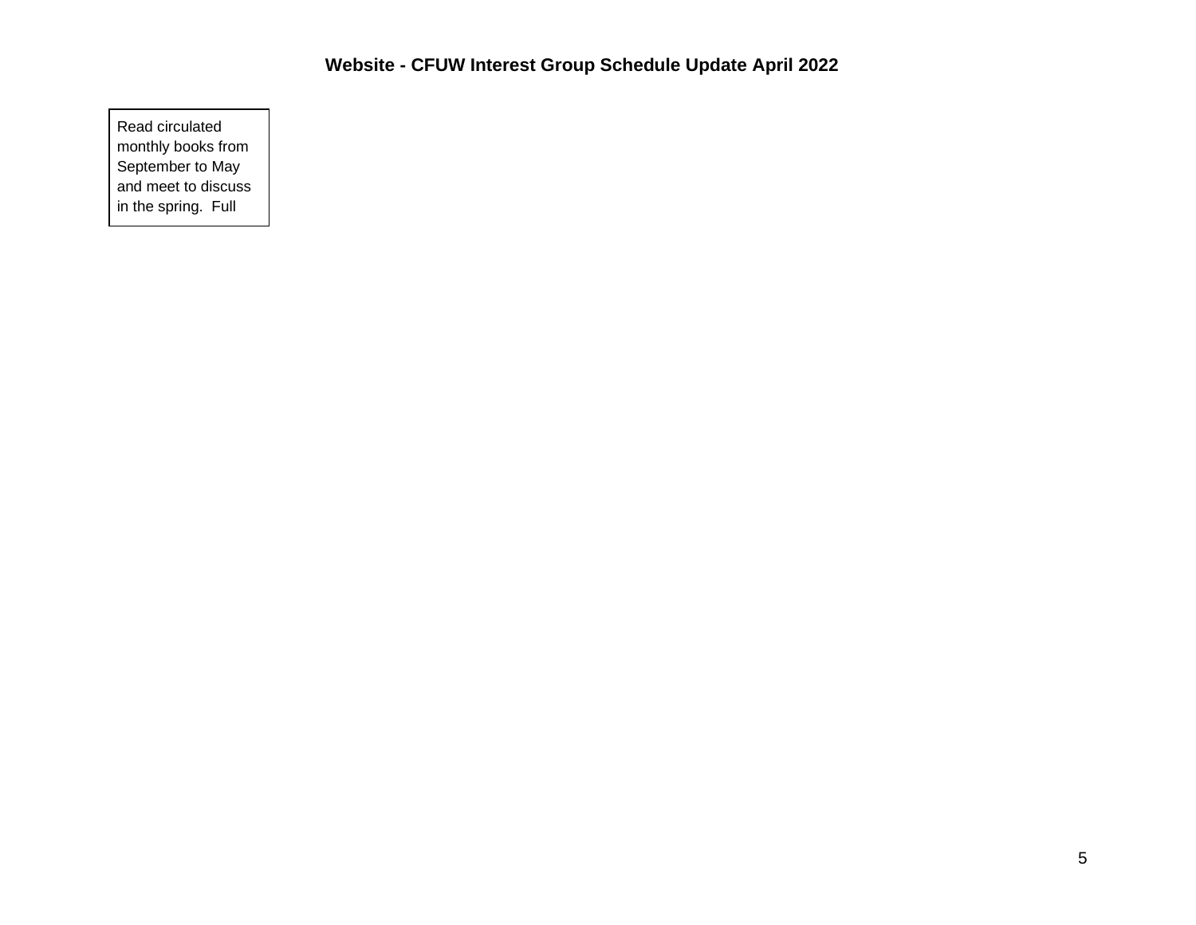**Website - CFUW Interest Group Schedule Update April 2022**

| |
|---|
| Read circulated monthly books from September to May and meet to discuss in the spring. Full |